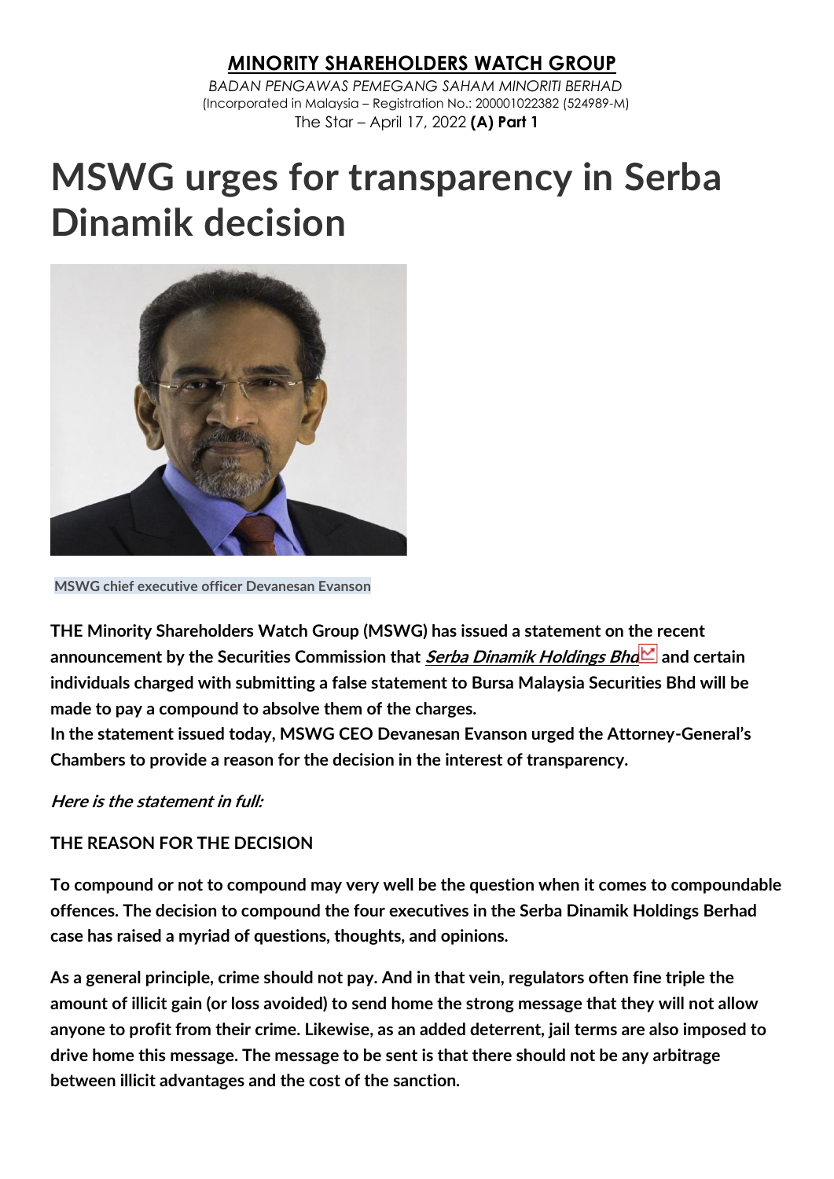**MINORITY SHAREHOLDERS WATCH GROUP**

*BADAN PENGAWAS PEMEGANG SAHAM MINORITI BERHAD*

(Incorporated in Malaysia – Registration No.: 200001022382 (524989-M)

The Star – April 17, 2022 **(A) Part 1**

# MSWG urges for transparency in Serba Dinamik decision

MSWG chief executive officer Devanesan Evanson

**THE Minority Shareholders Watch Group (MSWG) has issued a statement on the recent announcement by the Securities Commission that *Serba Dinamik Holdings Bhd* and certain individuals charged with submitting a false statement to Bursa Malaysia Securities Bhd will be made to pay a compound to absolve them of the charges.**

**In the statement issued today, MSWG CEO Devanesan Evanson urged the Attorney-General's Chambers to provide a reason for the decision in the interest of transparency.**

***Here is the statement in full:***

**THE REASON FOR THE DECISION**

**To compound or not to compound may very well be the question when it comes to compoundable offences. The decision to compound the four executives in the Serba Dinamik Holdings Berhad case has raised a myriad of questions, thoughts, and opinions.**

**As a general principle, crime should not pay. And in that vein, regulators often fine triple the amount of illicit gain (or loss avoided) to send home the strong message that they will not allow anyone to profit from their crime. Likewise, as an added deterrent, jail terms are also imposed to drive home this message. The message to be sent is that there should not be any arbitrage between illicit advantages and the cost of the sanction.**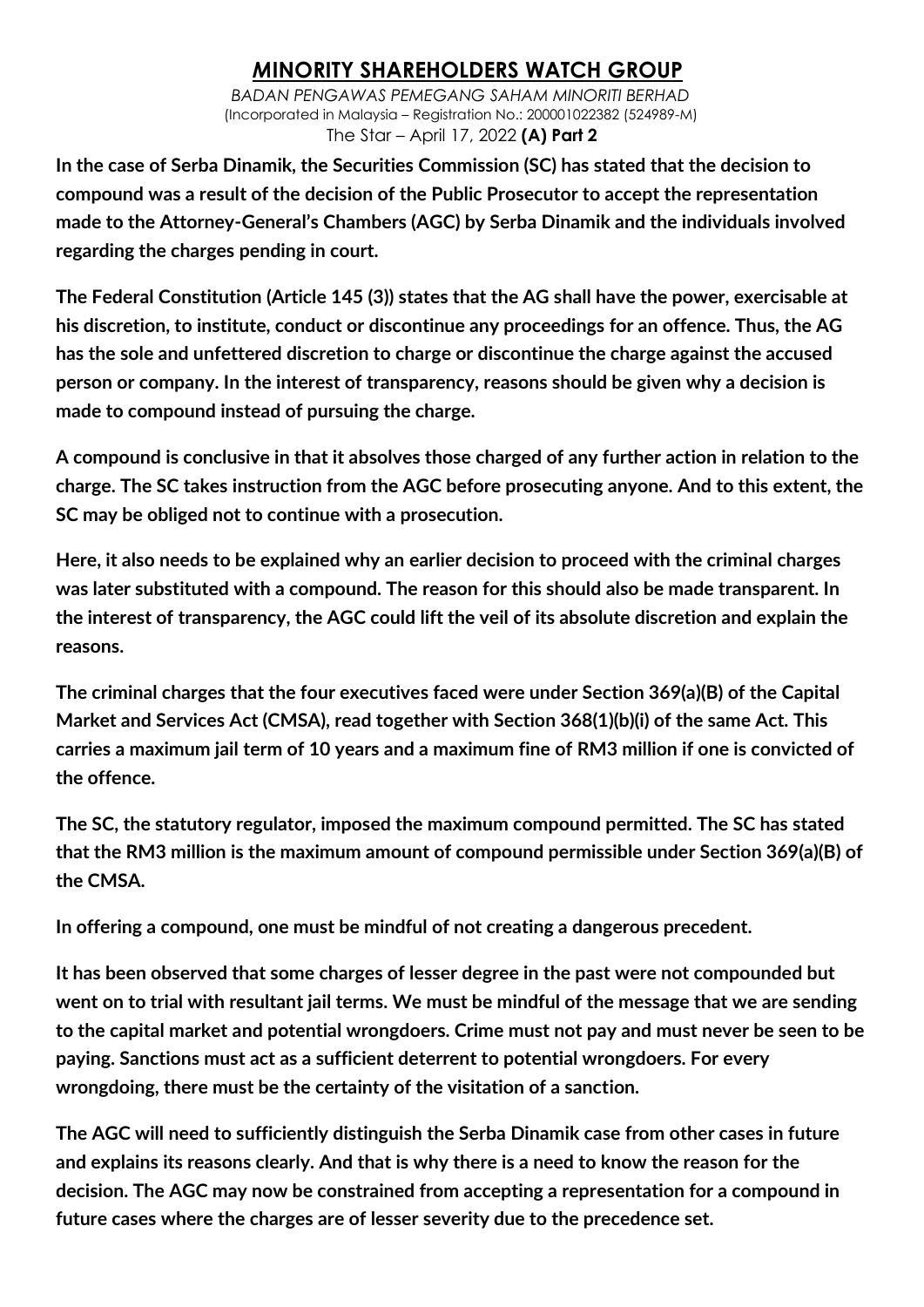In the case of Serba Dinamik, the Securities Commission (SC) has stated that the decision to compound was a result of the decision of the Public Prosecutor to accept the representation made to the Attorney-General's Chambers (AGC) by Serba Dinamik and the individuals involved regarding the charges pending in court.

The Federal Constitution (Article 145 (3)) states that the AG shall have the power, exercisable at his discretion, to institute, conduct or discontinue any proceedings for an offence. Thus, the AG has the sole and unfettered discretion to charge or discontinue the charge against the accused person or company. In the interest of transparency, reasons should be given why a decision is made to compound instead of pursuing the charge.

A compound is conclusive in that it absolves those charged of any further action in relation to the charge. The SC takes instruction from the AGC before prosecuting anyone. And to this extent, the SC may be obliged not to continue with a prosecution.

Here, it also needs to be explained why an earlier decision to proceed with the criminal charges was later substituted with a compound. The reason for this should also be made transparent. In the interest of transparency, the AGC could lift the veil of its absolute discretion and explain the reasons.

The criminal charges that the four executives faced were under Section 369(a)(B) of the Capital Market and Services Act (CMSA), read together with Section 368(1)(b)(i) of the same Act. This carries a maximum jail term of 10 years and a maximum fine of RM3 million if one is convicted of the offence.

The SC, the statutory regulator, imposed the maximum compound permitted. The SC has stated that the RM3 million is the maximum amount of compound permissible under Section 369(a)(B) of the CMSA.

In offering a compound, one must be mindful of not creating a dangerous precedent.

It has been observed that some charges of lesser degree in the past were not compounded but went on to trial with resultant jail terms. We must be mindful of the message that we are sending to the capital market and potential wrongdoers. Crime must not pay and must never be seen to be paying. Sanctions must act as a sufficient deterrent to potential wrongdoers. For every wrongdoing, there must be the certainty of the visitation of a sanction.

The AGC will need to sufficiently distinguish the Serba Dinamik case from other cases in future and explains its reasons clearly. And that is why there is a need to know the reason for the decision. The AGC may now be constrained from accepting a representation for a compound in future cases where the charges are of lesser severity due to the precedence set.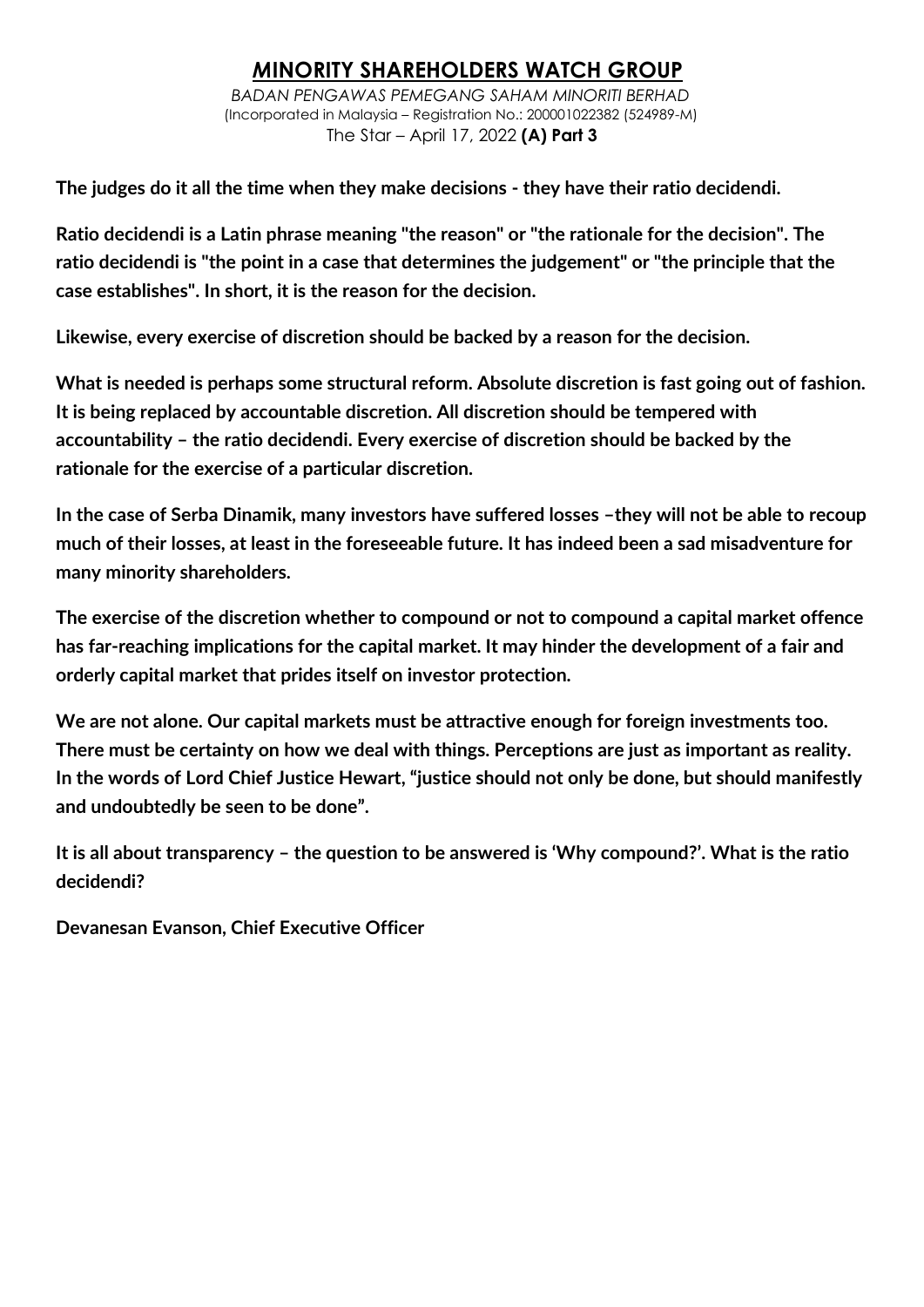## MINORITY SHAREHOLDERS WATCH GROUP

*BADAN PENGAWAS PEMEGANG SAHAM MINORITI BERHAD*
(Incorporated in Malaysia – Registration No.: 200001022382 (524989-M)
The Star – April 17, 2022 **(A) Part 3**

**The judges do it all the time when they make decisions - they have their ratio decidendi.**

**Ratio decidendi is a Latin phrase meaning "the reason" or "the rationale for the decision". The ratio decidendi is "the point in a case that determines the judgement" or "the principle that the case establishes". In short, it is the reason for the decision.**

**Likewise, every exercise of discretion should be backed by a reason for the decision.**

**What is needed is perhaps some structural reform. Absolute discretion is fast going out of fashion. It is being replaced by accountable discretion. All discretion should be tempered with accountability – the ratio decidendi. Every exercise of discretion should be backed by the rationale for the exercise of a particular discretion.**

**In the case of Serba Dinamik, many investors have suffered losses –they will not be able to recoup much of their losses, at least in the foreseeable future. It has indeed been a sad misadventure for many minority shareholders.**

**The exercise of the discretion whether to compound or not to compound a capital market offence has far-reaching implications for the capital market. It may hinder the development of a fair and orderly capital market that prides itself on investor protection.**

**We are not alone. Our capital markets must be attractive enough for foreign investments too. There must be certainty on how we deal with things. Perceptions are just as important as reality. In the words of Lord Chief Justice Hewart, "justice should not only be done, but should manifestly and undoubtedly be seen to be done".**

**It is all about transparency – the question to be answered is 'Why compound?'. What is the ratio decidendi?**

**Devanesan Evanson, Chief Executive Officer**